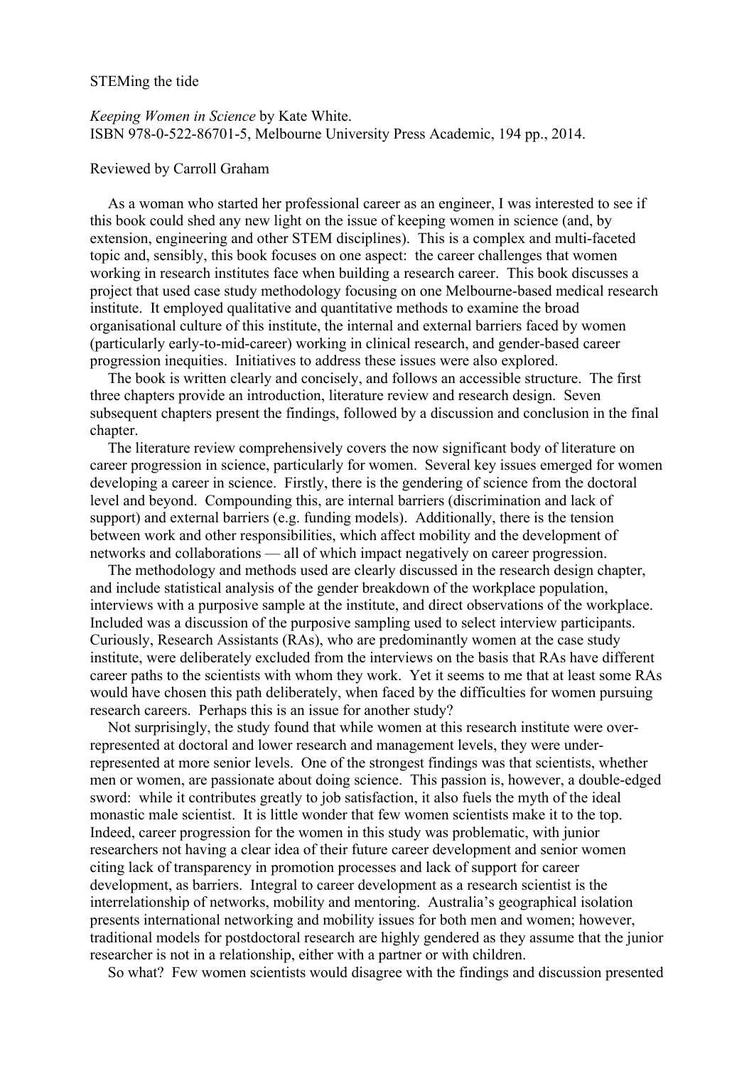# STEMing the tide

*Keeping Women in Science* by Kate White.
ISBN 978-0-522-86701-5, Melbourne University Press Academic, 194 pp., 2014.

Reviewed by Carroll Graham

As a woman who started her professional career as an engineer, I was interested to see if this book could shed any new light on the issue of keeping women in science (and, by extension, engineering and other STEM disciplines). This is a complex and multi-faceted topic and, sensibly, this book focuses on one aspect: the career challenges that women working in research institutes face when building a research career. This book discusses a project that used case study methodology focusing on one Melbourne-based medical research institute. It employed qualitative and quantitative methods to examine the broad organisational culture of this institute, the internal and external barriers faced by women (particularly early-to-mid-career) working in clinical research, and gender-based career progression inequities. Initiatives to address these issues were also explored.

The book is written clearly and concisely, and follows an accessible structure. The first three chapters provide an introduction, literature review and research design. Seven subsequent chapters present the findings, followed by a discussion and conclusion in the final chapter.

The literature review comprehensively covers the now significant body of literature on career progression in science, particularly for women. Several key issues emerged for women developing a career in science. Firstly, there is the gendering of science from the doctoral level and beyond. Compounding this, are internal barriers (discrimination and lack of support) and external barriers (e.g. funding models). Additionally, there is the tension between work and other responsibilities, which affect mobility and the development of networks and collaborations — all of which impact negatively on career progression.

The methodology and methods used are clearly discussed in the research design chapter, and include statistical analysis of the gender breakdown of the workplace population, interviews with a purposive sample at the institute, and direct observations of the workplace. Included was a discussion of the purposive sampling used to select interview participants. Curiously, Research Assistants (RAs), who are predominantly women at the case study institute, were deliberately excluded from the interviews on the basis that RAs have different career paths to the scientists with whom they work. Yet it seems to me that at least some RAs would have chosen this path deliberately, when faced by the difficulties for women pursuing research careers. Perhaps this is an issue for another study?

Not surprisingly, the study found that while women at this research institute were over-represented at doctoral and lower research and management levels, they were under-represented at more senior levels. One of the strongest findings was that scientists, whether men or women, are passionate about doing science. This passion is, however, a double-edged sword: while it contributes greatly to job satisfaction, it also fuels the myth of the ideal monastic male scientist. It is little wonder that few women scientists make it to the top. Indeed, career progression for the women in this study was problematic, with junior researchers not having a clear idea of their future career development and senior women citing lack of transparency in promotion processes and lack of support for career development, as barriers. Integral to career development as a research scientist is the interrelationship of networks, mobility and mentoring. Australia's geographical isolation presents international networking and mobility issues for both men and women; however, traditional models for postdoctoral research are highly gendered as they assume that the junior researcher is not in a relationship, either with a partner or with children.

So what? Few women scientists would disagree with the findings and discussion presented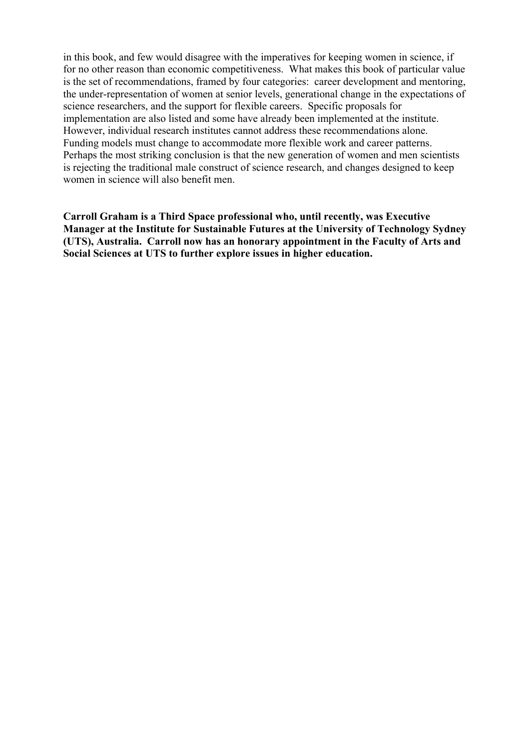in this book, and few would disagree with the imperatives for keeping women in science, if for no other reason than economic competitiveness. What makes this book of particular value is the set of recommendations, framed by four categories: career development and mentoring, the under-representation of women at senior levels, generational change in the expectations of science researchers, and the support for flexible careers. Specific proposals for implementation are also listed and some have already been implemented at the institute. However, individual research institutes cannot address these recommendations alone. Funding models must change to accommodate more flexible work and career patterns. Perhaps the most striking conclusion is that the new generation of women and men scientists is rejecting the traditional male construct of science research, and changes designed to keep women in science will also benefit men.

**Carroll Graham is a Third Space professional who, until recently, was Executive Manager at the Institute for Sustainable Futures at the University of Technology Sydney (UTS), Australia. Carroll now has an honorary appointment in the Faculty of Arts and Social Sciences at UTS to further explore issues in higher education.**